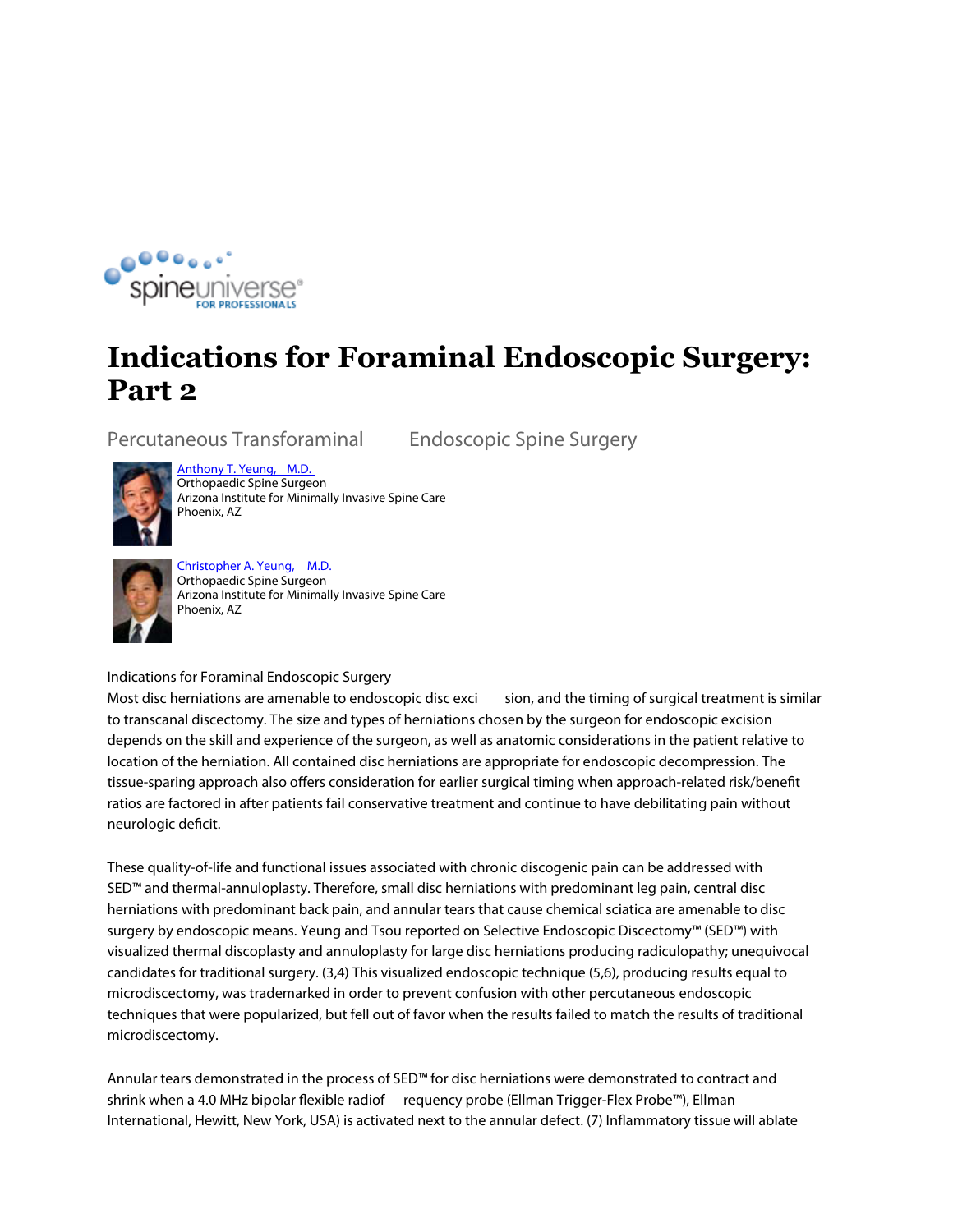spineuniverse FOR PROFESSIONALS

# Indications for Foraminal Endoscopic Surgery: Part 2

## Percutaneous Transforaminal Endoscopic Spine Surgery

Anthony T. Yeung, M.D.
Orthopaedic Spine Surgeon
Arizona Institute for Minimally Invasive Spine Care
Phoenix, AZ

Christopher A. Yeung, M.D.
Orthopaedic Spine Surgeon
Arizona Institute for Minimally Invasive Spine Care
Phoenix, AZ

Indications for Foraminal Endoscopic Surgery

Most disc herniations are amenable to endoscopic disc excision, and the timing of surgical treatment is similar to transcanal discectomy. The size and types of herniations chosen by the surgeon for endoscopic excision depends on the skill and experience of the surgeon, as well as anatomic considerations in the patient relative to location of the herniation. All contained disc herniations are appropriate for endoscopic decompression. The tissue-sparing approach also offers consideration for earlier surgical timing when approach-related risk/benefit ratios are factored in after patients fail conservative treatment and continue to have debilitating pain without neurologic deficit.

These quality-of-life and functional issues associated with chronic discogenic pain can be addressed with SED™ and thermal-annuloplasty. Therefore, small disc herniations with predominant leg pain, central disc herniations with predominant back pain, and annular tears that cause chemical sciatica are amenable to disc surgery by endoscopic means. Yeung and Tsou reported on Selective Endoscopic Discectomy™ (SED™) with visualized thermal discoplasty and annuloplasty for large disc herniations producing radiculopathy; unequivocal candidates for traditional surgery. (3,4) This visualized endoscopic technique (5,6), producing results equal to microdiscectomy, was trademarked in order to prevent confusion with other percutaneous endoscopic techniques that were popularized, but fell out of favor when the results failed to match the results of traditional microdiscectomy.

Annular tears demonstrated in the process of SED™ for disc herniations were demonstrated to contract and shrink when a 4.0 MHz bipolar flexible radiofrequency probe (Ellman Trigger-Flex Probe™), Ellman International, Hewitt, New York, USA) is activated next to the annular defect. (7) Inflammatory tissue will ablate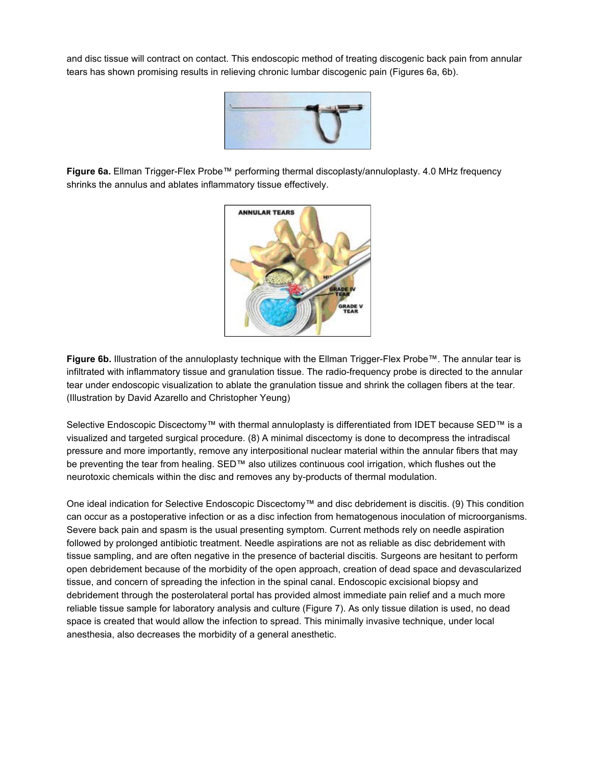and disc tissue will contract on contact. This endoscopic method of treating discogenic back pain from annular tears has shown promising results in relieving chronic lumbar discogenic pain (Figures 6a, 6b).

**Figure 6a.** Ellman Trigger-Flex Probe™ performing thermal discoplasty/annuloplasty. 4.0 MHz frequency shrinks the annulus and ablates inflammatory tissue effectively.

**Figure 6b.** Illustration of the annuloplasty technique with the Ellman Trigger-Flex Probe™. The annular tear is infiltrated with inflammatory tissue and granulation tissue. The radio-frequency probe is directed to the annular tear under endoscopic visualization to ablate the granulation tissue and shrink the collagen fibers at the tear. (Illustration by David Azarello and Christopher Yeung)

Selective Endoscopic Discectomy™ with thermal annuloplasty is differentiated from IDET because SED™ is a visualized and targeted surgical procedure. (8) A minimal discectomy is done to decompress the intradiscal pressure and more importantly, remove any interpositional nuclear material within the annular fibers that may be preventing the tear from healing. SED™ also utilizes continuous cool irrigation, which flushes out the neurotoxic chemicals within the disc and removes any by-products of thermal modulation.

One ideal indication for Selective Endoscopic Discectomy™ and disc debridement is discitis. (9) This condition can occur as a postoperative infection or as a disc infection from hematogenous inoculation of microorganisms. Severe back pain and spasm is the usual presenting symptom. Current methods rely on needle aspiration followed by prolonged antibiotic treatment. Needle aspirations are not as reliable as disc debridement with tissue sampling, and are often negative in the presence of bacterial discitis. Surgeons are hesitant to perform open debridement because of the morbidity of the open approach, creation of dead space and devascularized tissue, and concern of spreading the infection in the spinal canal. Endoscopic excisional biopsy and debridement through the posterolateral portal has provided almost immediate pain relief and a much more reliable tissue sample for laboratory analysis and culture (Figure 7). As only tissue dilation is used, no dead space is created that would allow the infection to spread. This minimally invasive technique, under local anesthesia, also decreases the morbidity of a general anesthetic.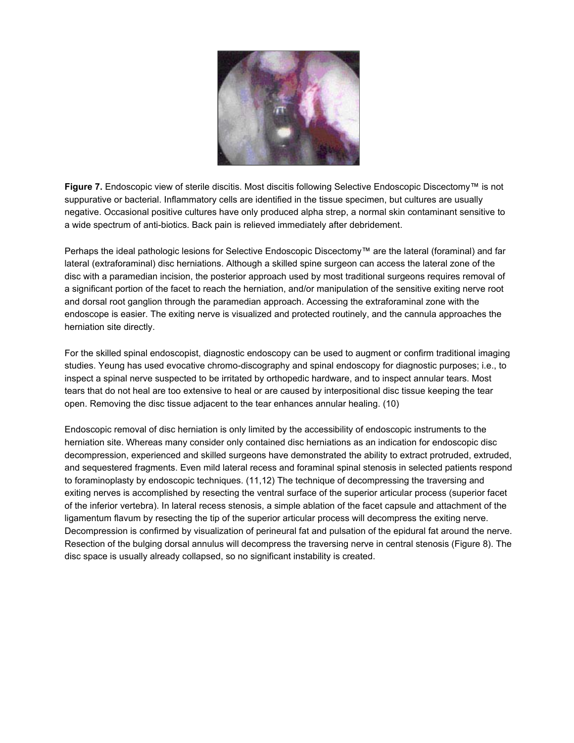**Figure 7.** Endoscopic view of sterile discitis. Most discitis following Selective Endoscopic Discectomy™ is not suppurative or bacterial. Inflammatory cells are identified in the tissue specimen, but cultures are usually negative. Occasional positive cultures have only produced alpha strep, a normal skin contaminant sensitive to a wide spectrum of anti-biotics. Back pain is relieved immediately after debridement.

Perhaps the ideal pathologic lesions for Selective Endoscopic Discectomy™ are the lateral (foraminal) and far lateral (extraforaminal) disc herniations. Although a skilled spine surgeon can access the lateral zone of the disc with a paramedian incision, the posterior approach used by most traditional surgeons requires removal of a significant portion of the facet to reach the herniation, and/or manipulation of the sensitive exiting nerve root and dorsal root ganglion through the paramedian approach. Accessing the extraforaminal zone with the endoscope is easier. The exiting nerve is visualized and protected routinely, and the cannula approaches the herniation site directly.

For the skilled spinal endoscopist, diagnostic endoscopy can be used to augment or confirm traditional imaging studies. Yeung has used evocative chromo-discography and spinal endoscopy for diagnostic purposes; i.e., to inspect a spinal nerve suspected to be irritated by orthopedic hardware, and to inspect annular tears. Most tears that do not heal are too extensive to heal or are caused by interpositional disc tissue keeping the tear open. Removing the disc tissue adjacent to the tear enhances annular healing. (10)

Endoscopic removal of disc herniation is only limited by the accessibility of endoscopic instruments to the herniation site. Whereas many consider only contained disc herniations as an indication for endoscopic disc decompression, experienced and skilled surgeons have demonstrated the ability to extract protruded, extruded, and sequestered fragments. Even mild lateral recess and foraminal spinal stenosis in selected patients respond to foraminoplasty by endoscopic techniques. (11,12) The technique of decompressing the traversing and exiting nerves is accomplished by resecting the ventral surface of the superior articular process (superior facet of the inferior vertebra). In lateral recess stenosis, a simple ablation of the facet capsule and attachment of the ligamentum flavum by resecting the tip of the superior articular process will decompress the exiting nerve. Decompression is confirmed by visualization of perineural fat and pulsation of the epidural fat around the nerve. Resection of the bulging dorsal annulus will decompress the traversing nerve in central stenosis (Figure 8). The disc space is usually already collapsed, so no significant instability is created.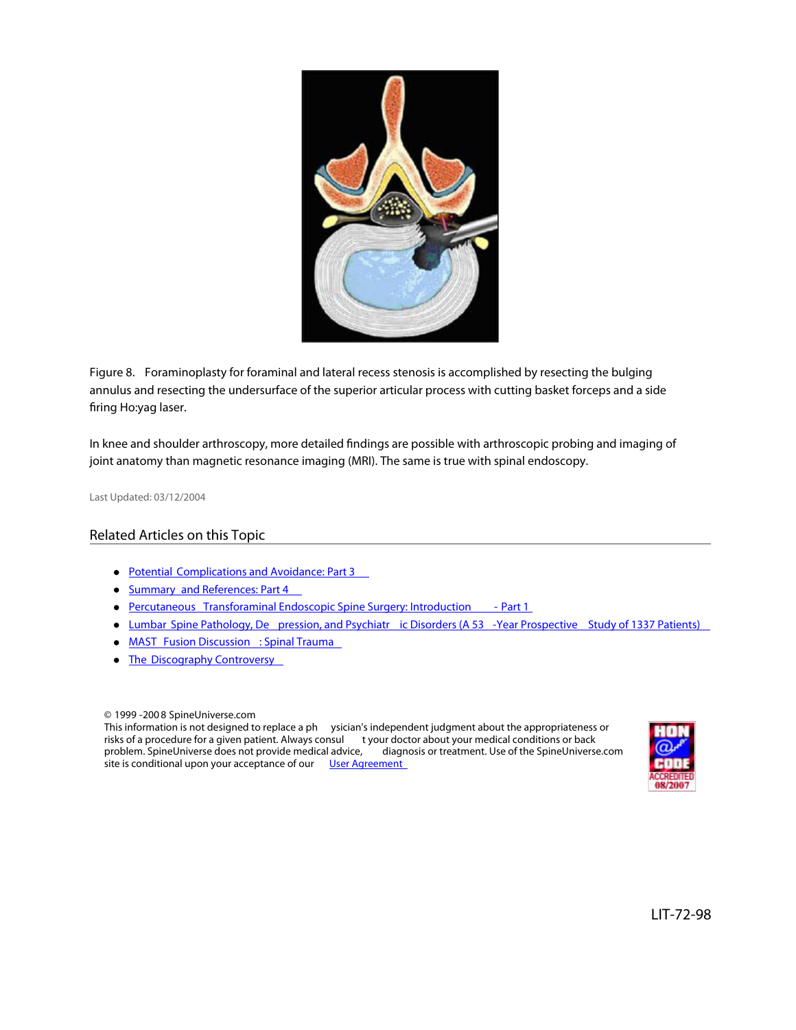Figure 8. Foraminoplasty for foraminal and lateral recess stenosis is accomplished by resecting the bulging annulus and resecting the undersurface of the superior articular process with cutting basket forceps and a side firing Ho:yag laser.

In knee and shoulder arthroscopy, more detailed findings are possible with arthroscopic probing and imaging of joint anatomy than magnetic resonance imaging (MRI). The same is true with spinal endoscopy.

Last Updated: 03/12/2004

## Related Articles on this Topic

- Potential Complications and Avoidance: Part 3
- Summary and References: Part 4
- Percutaneous Transforaminal Endoscopic Spine Surgery: Introduction - Part 1
- Lumbar Spine Pathology, Depression, and Psychiatric Disorders (A 53-Year Prospective Study of 1337 Patients)
- MAST Fusion Discussion : Spinal Trauma
- The Discography Controversy

© 1999 -2008 SpineUniverse.com
This information is not designed to replace a physician's independent judgment about the appropriateness or risks of a procedure for a given patient. Always consult your doctor about your medical conditions or back problem. SpineUniverse does not provide medical advice, diagnosis or treatment. Use of the SpineUniverse.com site is conditional upon your acceptance of our User Agreement

HON CODE ACCREDITED 08/2007

LIT-72-98